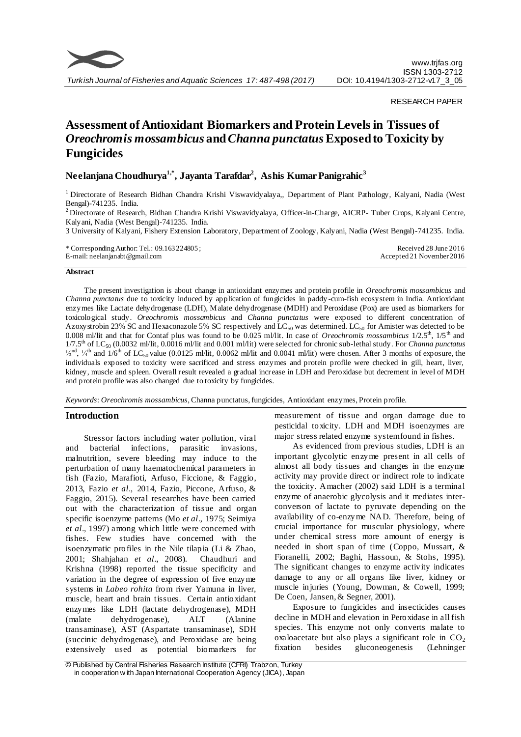RESEARCH PAPER

# Assessment of Antioxidant Biomarkers and Protein Levels in Tissues of *Oreochromis mossambicus* and *Channa punctatus* Exposed to Toxicity by Fungicides

**Neelanjana Choudhurya[1,*], Jayanta Tarafdar[2], Ashis Kumar Panigrahic[3]**

[1] Directorate of Research Bidhan Chandra Krishi Viswavidyalaya,, Department of Plant Pathology, Kalyani, Nadia (West Bengal)-741235. India.

[2] Directorate of Research, Bidhan Chandra Krishi Viswavidyalaya, Officer-in-Charge, AICRP- Tuber Crops, Kalyani Centre, Kalyani, Nadia (West Bengal)-741235. India.

3 University of Kalyani, Fishery Extension Laboratory, Department of Zoology, Kalyani, Nadia (West Bengal)-741235. India.

\* Corresponding Author: Tel.: 09.163224805;
E-mail: neelanjanabt@gmail.com

Received 28 June 2016
Accepted 21 November 2016

## Abstract

The present investigation is about change in antioxidant enzymes and protein profile in *Oreochromis mossambicus* and *Channa punctatus* due to toxicity induced by application of fungicides in paddy-cum-fish ecosystem in India. Antioxidant enzymes like Lactate dehydrogenase (LDH), Malate dehydrogenase (MDH) and Peroxidase (Pox) are used as biomarkers for toxicological study. *Oreochromis mossambicus* and *Channa punctatus* were exposed to different concentration of Azoxystrobin 23% SC and Hexaconazole 5% SC respectively and $LC_{50}$ was determined. $LC_{50}$ for Amister was detected to be 0.008 ml/lit and that for Contaf plus was found to be 0.025 ml/lit. In case of *Oreochromis mossambicus* $1/2.5^{th}$, $1/5^{th}$ and $1/7.5^{th}$ of $LC_{50}$ (0.0032 ml/lit, 0.0016 ml/lit and 0.001 ml/lit) were selected for chronic sub-lethal study. For *Channa punctatus* $\frac{1}{2}^{nd}$, $\frac{1}{4}^{th}$ and $1/6^{th}$ of $LC_{50}$ value (0.0125 ml/lit, 0.0062 ml/lit and 0.0041 ml/lit) were chosen. After 3 months of exposure, the individuals exposed to toxicity were sacrificed and stress enzymes and protein profile were checked in gill, heart, liver, kidney, muscle and spleen. Overall result revealed a gradual increase in LDH and Peroxidase but decrement in level of MDH and protein profile was also changed due to toxicity by fungicides.

*Keywords*: *Oreochromis mossambicus*, Channa punctatus, fungicides, Antioxidant enzymes, Protein profile.

## Introduction

Stressor factors including water pollution, viral and bacterial infections, parasitic invasions, malnutrition, severe bleeding may induce to the perturbation of many haematochemical parameters in fish (Fazio, Marafioti, Arfuso, Ficcione, & Faggio, 2013, Fazio *et al*., 2014, Fazio, Piccone, Arfuso, & Faggio, 2015). Several researches have been carried out with the characterization of tissue and organ specific isoenzyme patterns (Mo *et al*., 1975; Seimiya *et al*., 1997) among which little were concerned with fishes. Few studies have concerned with the isoenzymatic profiles in the Nile tilapia (Li & Zhao, 2001; Shahjahan *et al*., 2008). Chaudhuri and Krishna (1998) reported the tissue specificity and variation in the degree of expression of five enzyme systems in *Labeo rohita* from river Yamuna in liver, muscle, heart and brain tissues. Certain antioxidant enzymes like LDH (lactate dehydrogenase), MDH (malate dehydrogenase), ALT (Alanine transaminase), AST (Aspartate transaminase), SDH (succinic dehydrogenase), and Peroxidase are being extensively used as potential biomarkers for measurement of tissue and organ damage due to pesticidal toxicity. LDH and MDH isoenzymes are major stress related enzyme system found in fishes.

As evidenced from previous studies, LDH is an important glycolytic enzyme present in all cells of almost all body tissues and changes in the enzyme activity may provide direct or indirect role to indicate the toxicity. Amacher (2002) said LDH is a terminal enzyme of anaerobic glycolysis and it mediates interconverson of lactate to pyruvate depending on the availability of co-enzyme NAD. Therefore, being of crucial importance for muscular physiology, where under chemical stress more amount of energy is needed in short span of time (Coppo, Mussart, & Fioranelli, 2002; Baghi, Hassoun, & Stohs, 1995). The significant changes to enzyme activity indicates damage to any or all organs like liver, kidney or muscle injuries (Young, Dowman, & Cowell, 1999; De Coen, Jansen, & Segner, 2001).

Exposure to fungicides and insecticides causes decline in MDH and elevation in Peroxidase in all fish species. This enzyme not only converts malate to oxaloacetate but also plays a significant role in $CO_2$ fixation besides gluconeogenesis (Lehninger

© Published by Central Fisheries Research Institute (CFRI) Trabzon, Turkey in cooperation with Japan International Cooperation Agency (JICA), Japan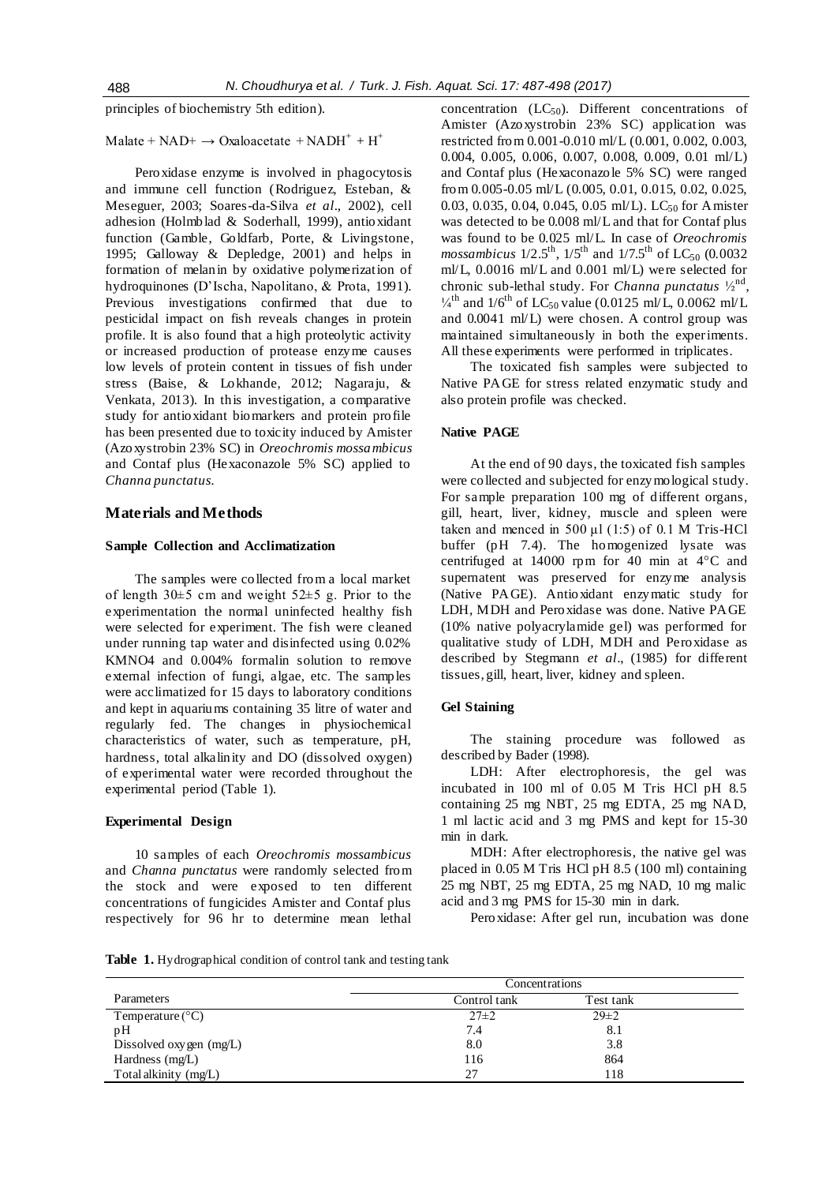principles of biochemistry 5th edition).

$$\text{Malate} + \text{NAD}+ \rightarrow \text{Oxaloacetate} + \text{NADH}^{+} + \text{H}^{+}$$

Peroxidase enzyme is involved in phagocytosis and immune cell function (Rodriguez, Esteban, & Meseguer, 2003; Soares-da-Silva *et al*., 2002), cell adhesion (Holmblad & Soderhall, 1999), antioxidant function (Gamble, Goldfarb, Porte, & Livingstone, 1995; Galloway & Depledge, 2001) and helps in formation of melanin by oxidative polymerization of hydroquinones (D'Ischa, Napolitano, & Prota, 1991). Previous investigations confirmed that due to pesticidal impact on fish reveals changes in protein profile. It is also found that a high proteolytic activity or increased production of protease enzyme causes low levels of protein content in tissues of fish under stress (Baise, & Lokhande, 2012; Nagaraju, & Venkata, 2013). In this investigation, a comparative study for antioxidant biomarkers and protein profile has been presented due to toxicity induced by Amister (Azoxystrobin 23% SC) in *Oreochromis mossambicus* and Contaf plus (Hexaconazole 5% SC) applied to *Channa punctatus.*

## Materials and Methods

### Sample Collection and Acclimatization

The samples were collected from a local market of length 30±5 cm and weight 52±5 g. Prior to the experimentation the normal uninfected healthy fish were selected for experiment. The fish were cleaned under running tap water and disinfected using 0.02% KMNO4 and 0.004% formalin solution to remove external infection of fungi, algae, etc. The samples were acclimatized for 15 days to laboratory conditions and kept in aquariums containing 35 litre of water and regularly fed. The changes in physiochemical characteristics of water, such as temperature, pH, hardness, total alkalinity and DO (dissolved oxygen) of experimental water were recorded throughout the experimental period (Table 1).

### Experimental Design

10 samples of each *Oreochromis mossambicus* and *Channa punctatus* were randomly selected from the stock and were exposed to ten different concentrations of fungicides Amister and Contaf plus respectively for 96 hr to determine mean lethal concentration ($LC_{50}$). Different concentrations of Amister (Azoxystrobin 23% SC) application was restricted from 0.001-0.010 ml/L (0.001, 0.002, 0.003, 0.004, 0.005, 0.006, 0.007, 0.008, 0.009, 0.01 ml/L) and Contaf plus (Hexaconazole 5% SC) were ranged from 0.005-0.05 ml/L (0.005, 0.01, 0.015, 0.02, 0.025, 0.03, 0.035, 0.04, 0.045, 0.05 ml/L). $LC_{50}$ for Amister was detected to be 0.008 ml/L and that for Contaf plus was found to be 0.025 ml/L. In case of *Oreochromis mossambicus* $1/2.5^{th}$, $1/5^{th}$ and $1/7.5^{th}$ of $LC_{50}$ (0.0032 ml/L, 0.0016 ml/L and 0.001 ml/L) were selected for chronic sub-lethal study. For *Channa punctatus* $½^{nd}$, $¼^{th}$ and $1/6^{th}$ of $LC_{50}$ value (0.0125 ml/L, 0.0062 ml/L and 0.0041 ml/L) were chosen. A control group was maintained simultaneously in both the experiments. All these experiments were performed in triplicates.

The toxicated fish samples were subjected to Native PAGE for stress related enzymatic study and also protein profile was checked.

### Native PAGE

At the end of 90 days, the toxicated fish samples were collected and subjected for enzymological study. For sample preparation 100 mg of different organs, gill, heart, liver, kidney, muscle and spleen were taken and menced in 500 µl (1:5) of 0.1 M Tris-HCl buffer (pH 7.4). The homogenized lysate was centrifuged at 14000 rpm for 40 min at 4°C and supernatent was preserved for enzyme analysis (Native PAGE). Antioxidant enzymatic study for LDH, MDH and Peroxidase was done. Native PAGE (10% native polyacrylamide gel) was performed for qualitative study of LDH, MDH and Peroxidase as described by Stegmann *et al*., (1985) for different tissues, gill, heart, liver, kidney and spleen.

### Gel Staining

The staining procedure was followed as described by Bader (1998).

LDH: After electrophoresis, the gel was incubated in 100 ml of 0.05 M Tris HCl pH 8.5 containing 25 mg NBT, 25 mg EDTA, 25 mg NAD, 1 ml lactic acid and 3 mg PMS and kept for 15-30 min in dark.

MDH: After electrophoresis, the native gel was placed in 0.05 M Tris HCl pH 8.5 (100 ml) containing 25 mg NBT, 25 mg EDTA, 25 mg NAD, 10 mg malic acid and 3 mg PMS for 15-30 min in dark.

Peroxidase: After gel run, incubation was done

**Table 1.** Hydrographical condition of control tank and testing tank

| Parameters | Concentrations | |
|---|---|---|
| | Control tank | Test tank |
| Temperature (°C) | 27±2 | 29±2 |
| pH | 7.4 | 8.1 |
| Dissolved oxygen (mg/L) | 8.0 | 3.8 |
| Hardness (mg/L) | 116 | 864 |
| Total alkinity (mg/L) | 27 | 118 |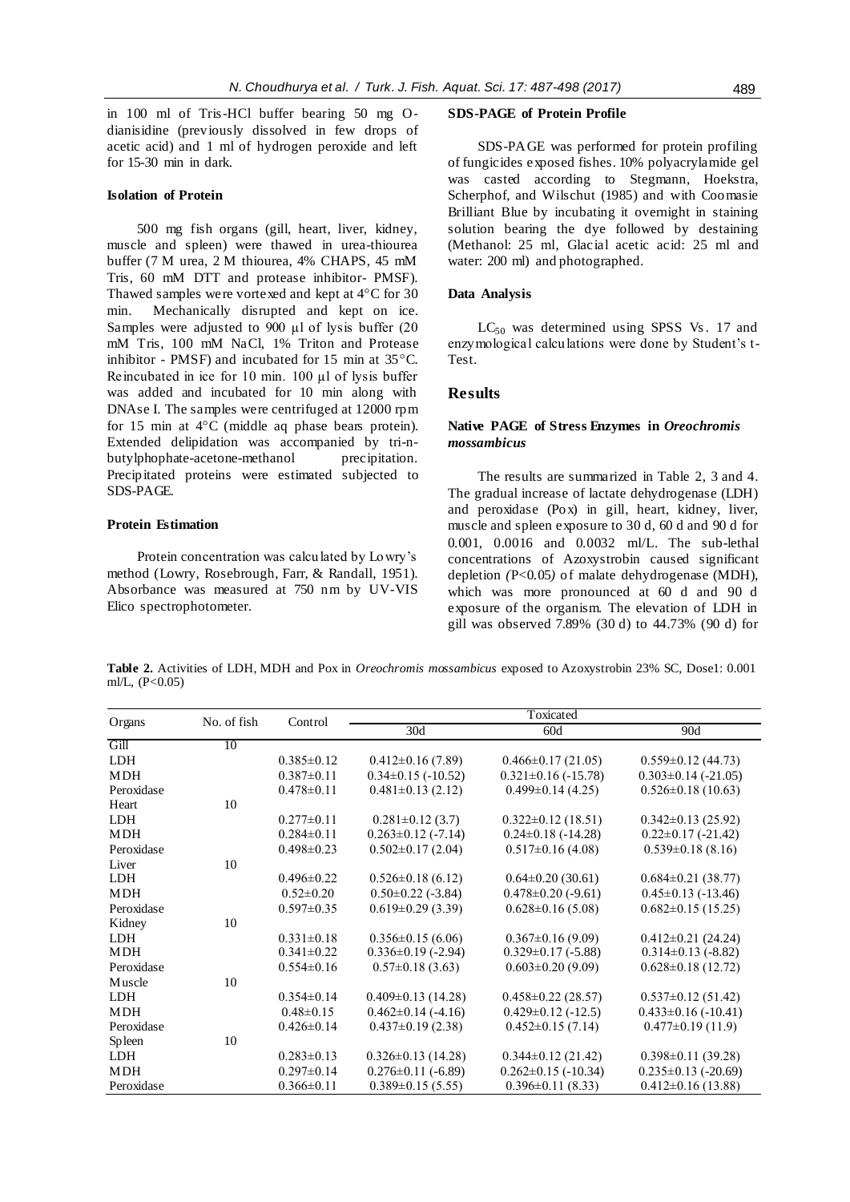in 100 ml of Tris-HCl buffer bearing 50 mg O-dianisidine (previously dissolved in few drops of acetic acid) and 1 ml of hydrogen peroxide and left for 15-30 min in dark.

### Isolation of Protein

500 mg fish organs (gill, heart, liver, kidney, muscle and spleen) were thawed in urea-thiourea buffer (7 M urea, 2 M thiourea, 4% CHAPS, 45 mM Tris, 60 mM DTT and protease inhibitor- PMSF). Thawed samples were vortexed and kept at 4°C for 30 min. Mechanically disrupted and kept on ice. Samples were adjusted to 900 µl of lysis buffer (20 mM Tris, 100 mM NaCl, 1% Triton and Protease inhibitor - PMSF) and incubated for 15 min at 35°C. Reincubated in ice for 10 min. 100 µl of lysis buffer was added and incubated for 10 min along with DNAse I. The samples were centrifuged at 12000 rpm for 15 min at 4°C (middle aq phase bears protein). Extended delipidation was accompanied by tri-n-butylphophate-acetone-methanol precipitation. Precipitated proteins were estimated subjected to SDS-PAGE.

### Protein Estimation

Protein concentration was calculated by Lowry's method (Lowry, Rosebrough, Farr, & Randall, 1951). Absorbance was measured at 750 nm by UV-VIS Elico spectrophotometer.

### SDS-PAGE of Protein Profile

SDS-PAGE was performed for protein profiling of fungicides exposed fishes. 10% polyacrylamide gel was casted according to Stegmann, Hoekstra, Scherphof, and Wilschut (1985) and with Coomasie Brilliant Blue by incubating it overnight in staining solution bearing the dye followed by destaining (Methanol: 25 ml, Glacial acetic acid: 25 ml and water: 200 ml) and photographed.

### Data Analysis

$LC_{50}$ was determined using SPSS Vs. 17 and enzymological calculations were done by Student's t-Test.

## Results

### Native PAGE of Stress Enzymes in *Oreochromis mossambicus*

The results are summarized in Table 2, 3 and 4. The gradual increase of lactate dehydrogenase (LDH) and peroxidase (Pox) in gill, heart, kidney, liver, muscle and spleen exposure to 30 d, 60 d and 90 d for 0.001, 0.0016 and 0.0032 ml/L. The sub-lethal concentrations of Azoxystrobin caused significant depletion *(*P<0.05*)* of malate dehydrogenase (MDH), which was more pronounced at 60 d and 90 d exposure of the organism. The elevation of LDH in gill was observed 7.89% (30 d) to 44.73% (90 d) for

**Table 2.** Activities of LDH, MDH and Pox in *Oreochromis mossambicus* exposed to Azoxystrobin 23% SC, Dose1: 0.001 ml/L, (P<0.05)

| Organs | No. of fish | Control | Toxicated | | |
|---|---|---|---|---|---|
| | | | 30d | 60d | 90d |
| Gill | 10 | | | | |
| LDH | | 0.385±0.12 | 0.412±0.16 (7.89) | 0.466±0.17 (21.05) | 0.559±0.12 (44.73) |
| MDH | | 0.387±0.11 | 0.34±0.15 (-10.52) | 0.321±0.16 (-15.78) | 0.303±0.14 (-21.05) |
| Peroxidase | | 0.478±0.11 | 0.481±0.13 (2.12) | 0.499±0.14 (4.25) | 0.526±0.18 (10.63) |
| Heart | 10 | | | | |
| LDH | | 0.277±0.11 | 0.281±0.12 (3.7) | 0.322±0.12 (18.51) | 0.342±0.13 (25.92) |
| MDH | | 0.284±0.11 | 0.263±0.12 (-7.14) | 0.24±0.18 (-14.28) | 0.22±0.17 (-21.42) |
| Peroxidase | | 0.498±0.23 | 0.502±0.17 (2.04) | 0.517±0.16 (4.08) | 0.539±0.18 (8.16) |
| Liver | 10 | | | | |
| LDH | | 0.496±0.22 | 0.526±0.18 (6.12) | 0.64±0.20 (30.61) | 0.684±0.21 (38.77) |
| MDH | | 0.52±0.20 | 0.50±0.22 (-3.84) | 0.478±0.20 (-9.61) | 0.45±0.13 (-13.46) |
| Peroxidase | | 0.597±0.35 | 0.619±0.29 (3.39) | 0.628±0.16 (5.08) | 0.682±0.15 (15.25) |
| Kidney | 10 | | | | |
| LDH | | 0.331±0.18 | 0.356±0.15 (6.06) | 0.367±0.16 (9.09) | 0.412±0.21 (24.24) |
| MDH | | 0.341±0.22 | 0.336±0.19 (-2.94) | 0.329±0.17 (-5.88) | 0.314±0.13 (-8.82) |
| Peroxidase | | 0.554±0.16 | 0.57±0.18 (3.63) | 0.603±0.20 (9.09) | 0.628±0.18 (12.72) |
| Muscle | 10 | | | | |
| LDH | | 0.354±0.14 | 0.409±0.13 (14.28) | 0.458±0.22 (28.57) | 0.537±0.12 (51.42) |
| MDH | | 0.48±0.15 | 0.462±0.14 (-4.16) | 0.429±0.12 (-12.5) | 0.433±0.16 (-10.41) |
| Peroxidase | | 0.426±0.14 | 0.437±0.19 (2.38) | 0.452±0.15 (7.14) | 0.477±0.19 (11.9) |
| Spleen | 10 | | | | |
| LDH | | 0.283±0.13 | 0.326±0.13 (14.28) | 0.344±0.12 (21.42) | 0.398±0.11 (39.28) |
| MDH | | 0.297±0.14 | 0.276±0.11 (-6.89) | 0.262±0.15 (-10.34) | 0.235±0.13 (-20.69) |
| Peroxidase | | 0.366±0.11 | 0.389±0.15 (5.55) | 0.396±0.11 (8.33) | 0.412±0.16 (13.88) |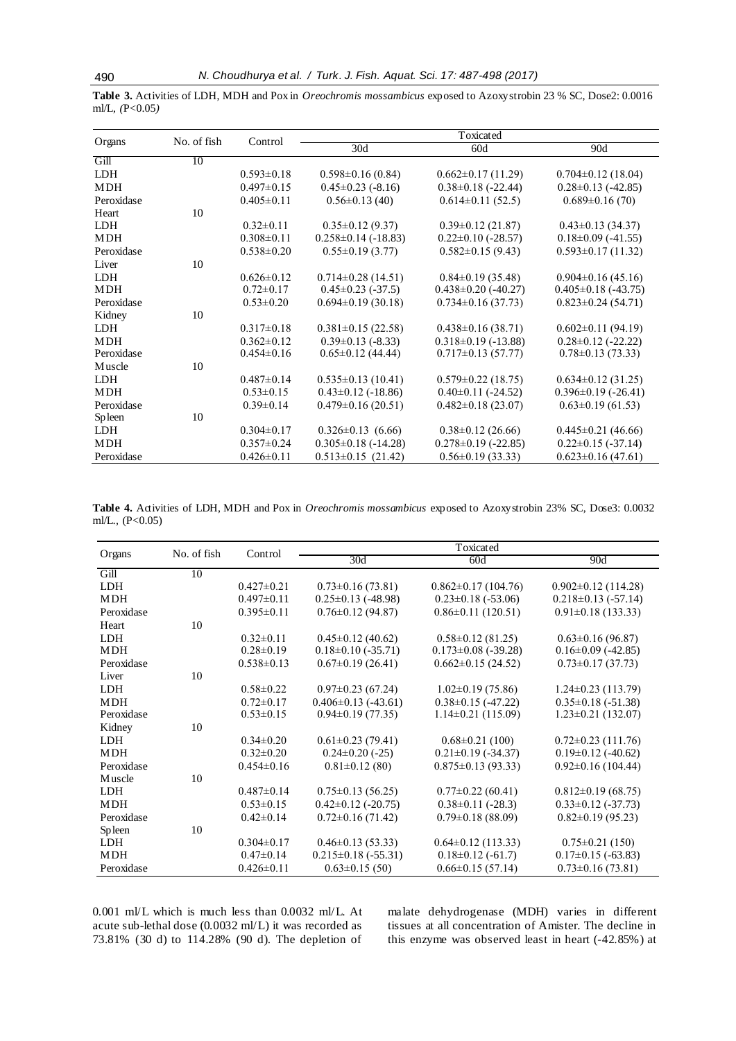**Table 3.** Activities of LDH, MDH and Pox in *Oreochromis mossambicus* exposed to Azoxystrobin 23 % SC, Dose2: 0.0016 ml/L, *(*P<0.05*)*

| Organs | No. of fish | Control | Toxicated | | |
|---|---|---|---|---|---|
| | | | 30d | 60d | 90d |
| Gill | 10 | | | | |
| LDH | | 0.593±0.18 | 0.598±0.16 (0.84) | 0.662±0.17 (11.29) | 0.704±0.12 (18.04) |
| MDH | | 0.497±0.15 | 0.45±0.23 (-8.16) | 0.38±0.18 (-22.44) | 0.28±0.13 (-42.85) |
| Peroxidase | | 0.405±0.11 | 0.56±0.13 (40) | 0.614±0.11 (52.5) | 0.689±0.16 (70) |
| Heart | 10 | | | | |
| LDH | | 0.32±0.11 | 0.35±0.12 (9.37) | 0.39±0.12 (21.87) | 0.43±0.13 (34.37) |
| MDH | | 0.308±0.11 | 0.258±0.14 (-18.83) | 0.22±0.10 (-28.57) | 0.18±0.09 (-41.55) |
| Peroxidase | | 0.538±0.20 | 0.55±0.19 (3.77) | 0.582±0.15 (9.43) | 0.593±0.17 (11.32) |
| Liver | 10 | | | | |
| LDH | | 0.626±0.12 | 0.714±0.28 (14.51) | 0.84±0.19 (35.48) | 0.904±0.16 (45.16) |
| MDH | | 0.72±0.17 | 0.45±0.23 (-37.5) | 0.438±0.20 (-40.27) | 0.405±0.18 (-43.75) |
| Peroxidase | | 0.53±0.20 | 0.694±0.19 (30.18) | 0.734±0.16 (37.73) | 0.823±0.24 (54.71) |
| Kidney | 10 | | | | |
| LDH | | 0.317±0.18 | 0.381±0.15 (22.58) | 0.438±0.16 (38.71) | 0.602±0.11 (94.19) |
| MDH | | 0.362±0.12 | 0.39±0.13 (-8.33) | 0.318±0.19 (-13.88) | 0.28±0.12 (-22.22) |
| Peroxidase | | 0.454±0.16 | 0.65±0.12 (44.44) | 0.717±0.13 (57.77) | 0.78±0.13 (73.33) |
| Muscle | 10 | | | | |
| LDH | | 0.487±0.14 | 0.535±0.13 (10.41) | 0.579±0.22 (18.75) | 0.634±0.12 (31.25) |
| MDH | | 0.53±0.15 | 0.43±0.12 (-18.86) | 0.40±0.11 (-24.52) | 0.396±0.19 (-26.41) |
| Peroxidase | | 0.39±0.14 | 0.479±0.16 (20.51) | 0.482±0.18 (23.07) | 0.63±0.19 (61.53) |
| Spleen | 10 | | | | |
| LDH | | 0.304±0.17 | 0.326±0.13 (6.66) | 0.38±0.12 (26.66) | 0.445±0.21 (46.66) |
| MDH | | 0.357±0.24 | 0.305±0.18 (-14.28) | 0.278±0.19 (-22.85) | 0.22±0.15 (-37.14) |
| Peroxidase | | 0.426±0.11 | 0.513±0.15 (21.42) | 0.56±0.19 (33.33) | 0.623±0.16 (47.61) |

**Table 4.** Activities of LDH, MDH and Pox in *Oreochromis mossambicus* exposed to Azoxystrobin 23% SC, Dose3: 0.0032 ml/L., (P<0.05)

| Organs | No. of fish | Control | Toxicated | | |
|---|---|---|---|---|---|
| | | | 30d | 60d | 90d |
| Gill | 10 | | | | |
| LDH | | 0.427±0.21 | 0.73±0.16 (73.81) | 0.862±0.17 (104.76) | 0.902±0.12 (114.28) |
| MDH | | 0.497±0.11 | 0.25±0.13 (-48.98) | 0.23±0.18 (-53.06) | 0.218±0.13 (-57.14) |
| Peroxidase | | 0.395±0.11 | 0.76±0.12 (94.87) | 0.86±0.11 (120.51) | 0.91±0.18 (133.33) |
| Heart | 10 | | | | |
| LDH | | 0.32±0.11 | 0.45±0.12 (40.62) | 0.58±0.12 (81.25) | 0.63±0.16 (96.87) |
| MDH | | 0.28±0.19 | 0.18±0.10 (-35.71) | 0.173±0.08 (-39.28) | 0.16±0.09 (-42.85) |
| Peroxidase | | 0.538±0.13 | 0.67±0.19 (26.41) | 0.662±0.15 (24.52) | 0.73±0.17 (37.73) |
| Liver | 10 | | | | |
| LDH | | 0.58±0.22 | 0.97±0.23 (67.24) | 1.02±0.19 (75.86) | 1.24±0.23 (113.79) |
| MDH | | 0.72±0.17 | 0.406±0.13 (-43.61) | 0.38±0.15 (-47.22) | 0.35±0.18 (-51.38) |
| Peroxidase | | 0.53±0.15 | 0.94±0.19 (77.35) | 1.14±0.21 (115.09) | 1.23±0.21 (132.07) |
| Kidney | 10 | | | | |
| LDH | | 0.34±0.20 | 0.61±0.23 (79.41) | 0.68±0.21 (100) | 0.72±0.23 (111.76) |
| MDH | | 0.32±0.20 | 0.24±0.20 (-25) | 0.21±0.19 (-34.37) | 0.19±0.12 (-40.62) |
| Peroxidase | | 0.454±0.16 | 0.81±0.12 (80) | 0.875±0.13 (93.33) | 0.92±0.16 (104.44) |
| Muscle | 10 | | | | |
| LDH | | 0.487±0.14 | 0.75±0.13 (56.25) | 0.77±0.22 (60.41) | 0.812±0.19 (68.75) |
| MDH | | 0.53±0.15 | 0.42±0.12 (-20.75) | 0.38±0.11 (-28.3) | 0.33±0.12 (-37.73) |
| Peroxidase | | 0.42±0.14 | 0.72±0.16 (71.42) | 0.79±0.18 (88.09) | 0.82±0.19 (95.23) |
| Spleen | 10 | | | | |
| LDH | | 0.304±0.17 | 0.46±0.13 (53.33) | 0.64±0.12 (113.33) | 0.75±0.21 (150) |
| MDH | | 0.47±0.14 | 0.215±0.18 (-55.31) | 0.18±0.12 (-61.7) | 0.17±0.15 (-63.83) |
| Peroxidase | | 0.426±0.11 | 0.63±0.15 (50) | 0.66±0.15 (57.14) | 0.73±0.16 (73.81) |

0.001 ml/L which is much less than 0.0032 ml/L. At acute sub-lethal dose (0.0032 ml/L) it was recorded as 73.81% (30 d) to 114.28% (90 d). The depletion of malate dehydrogenase (MDH) varies in different tissues at all concentration of Amister. The decline in this enzyme was observed least in heart (-42.85%) at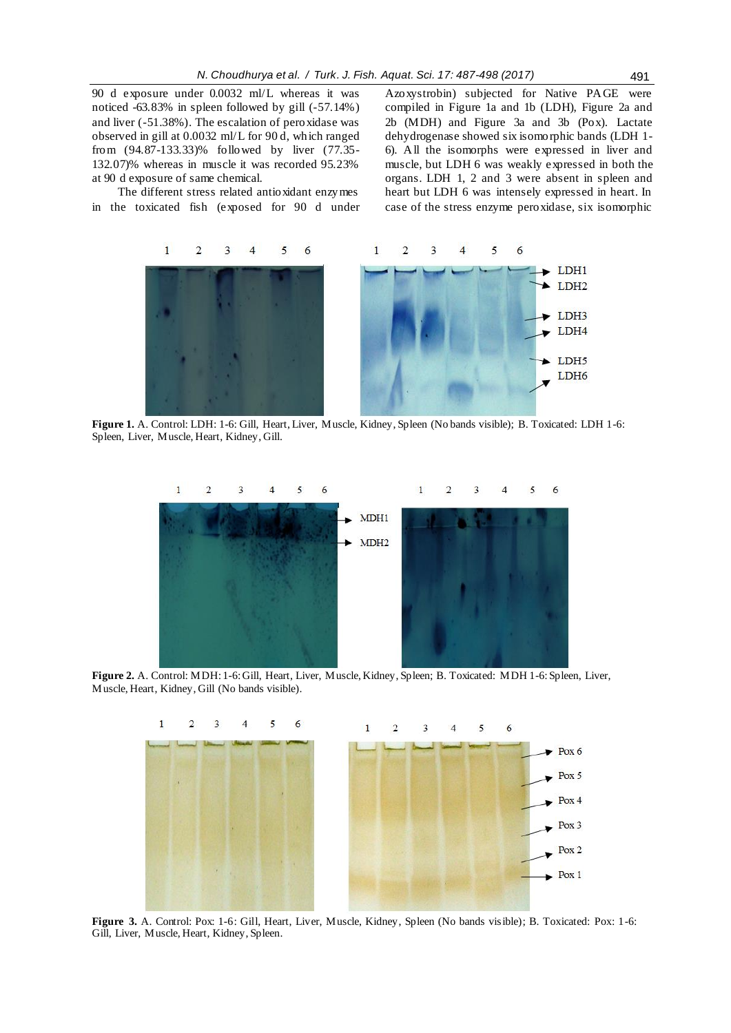90 d exposure under 0.0032 ml/L whereas it was noticed -63.83% in spleen followed by gill (-57.14%) and liver (-51.38%). The escalation of peroxidase was observed in gill at 0.0032 ml/L for 90 d, which ranged from (94.87-133.33)% followed by liver (77.35-132.07)% whereas in muscle it was recorded 95.23% at 90 d exposure of same chemical.

The different stress related antioxidant enzymes in the toxicated fish (exposed for 90 d under Azoxystrobin) subjected for Native PAGE were compiled in Figure 1a and 1b (LDH), Figure 2a and 2b (MDH) and Figure 3a and 3b (Pox). Lactate dehydrogenase showed six isomorphic bands (LDH 1-6). All the isomorphs were expressed in liver and muscle, but LDH 6 was weakly expressed in both the organs. LDH 1, 2 and 3 were absent in spleen and heart but LDH 6 was intensely expressed in heart. In case of the stress enzyme peroxidase, six isomorphic

**Figure 1.** A. Control: LDH: 1-6: Gill, Heart, Liver, Muscle, Kidney, Spleen (No bands visible); B. Toxicated: LDH 1-6: Spleen, Liver, Muscle, Heart, Kidney, Gill.

**Figure 2.** A. Control: MDH: 1-6: Gill, Heart, Liver, Muscle, Kidney, Spleen; B. Toxicated: MDH 1-6: Spleen, Liver, Muscle, Heart, Kidney, Gill (No bands visible).

**Figure 3.** A. Control: Pox: 1-6: Gill, Heart, Liver, Muscle, Kidney, Spleen (No bands visible); B. Toxicated: Pox: 1-6: Gill, Liver, Muscle, Heart, Kidney, Spleen.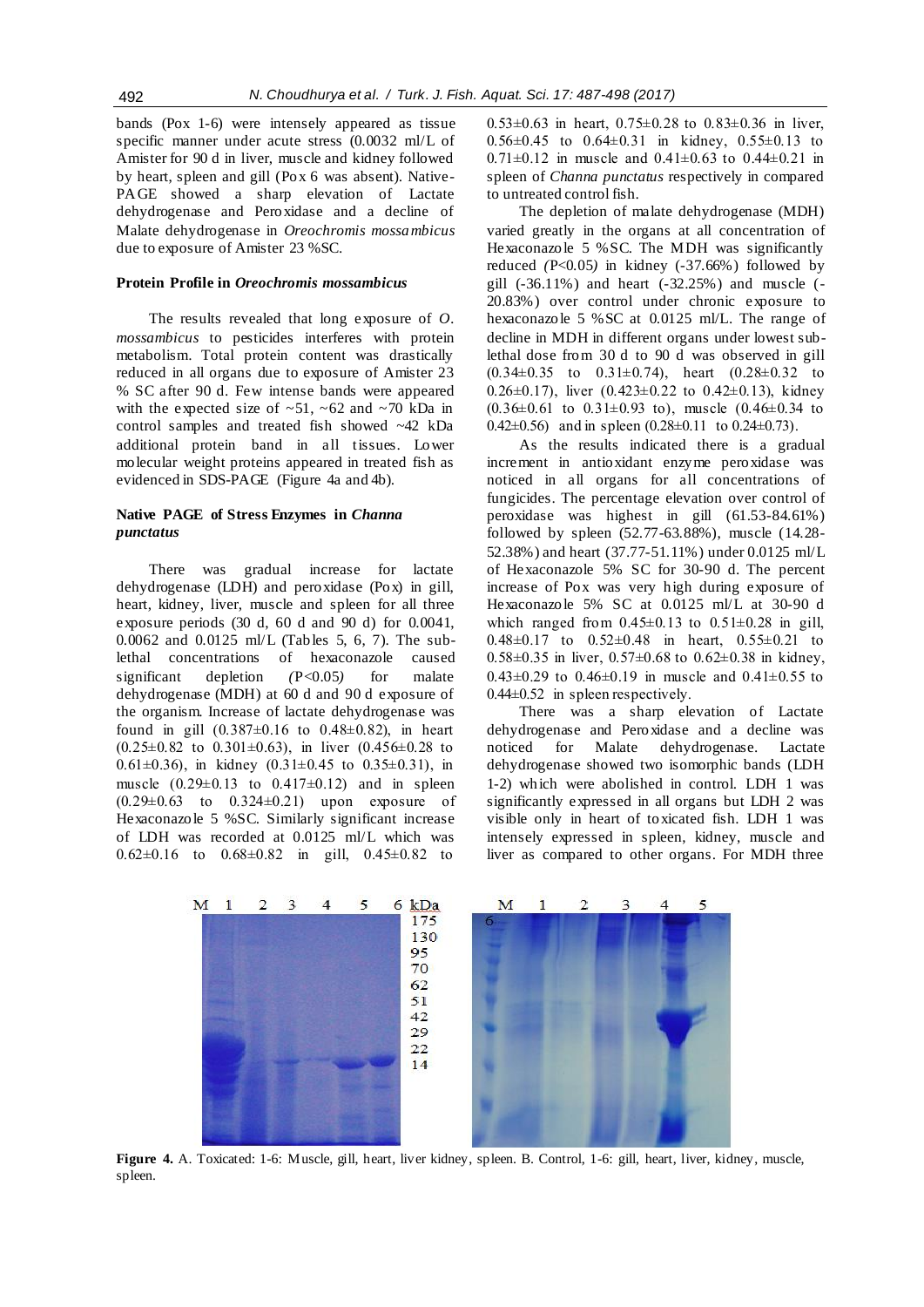bands (Pox 1-6) were intensely appeared as tissue specific manner under acute stress (0.0032 ml/L of Amister for 90 d in liver, muscle and kidney followed by heart, spleen and gill (Pox 6 was absent). Native-PAGE showed a sharp elevation of Lactate dehydrogenase and Peroxidase and a decline of Malate dehydrogenase in *Oreochromis mossambicus* due to exposure of Amister 23 %SC.

### Protein Profile in *Oreochromis mossambicus*

The results revealed that long exposure of *O. mossambicus* to pesticides interferes with protein metabolism. Total protein content was drastically reduced in all organs due to exposure of Amister 23 % SC after 90 d. Few intense bands were appeared with the expected size of ~51, ~62 and ~70 kDa in control samples and treated fish showed ~42 kDa additional protein band in all tissues. Lower molecular weight proteins appeared in treated fish as evidenced in SDS-PAGE (Figure 4a and 4b).

### Native PAGE of Stress Enzymes in *Channa punctatus*

There was gradual increase for lactate dehydrogenase (LDH) and peroxidase (Pox) in gill, heart, kidney, liver, muscle and spleen for all three exposure periods (30 d, 60 d and 90 d) for 0.0041, 0.0062 and 0.0125 ml/L (Tables 5, 6, 7). The sub-lethal concentrations of hexaconazole caused significant depletion *(*$P<0.05$*)* for malate dehydrogenase (MDH) at 60 d and 90 d exposure of the organism. Increase of lactate dehydrogenase was found in gill (0.387±0.16 to 0.48±0.82), in heart (0.25±0.82 to 0.301±0.63), in liver (0.456±0.28 to 0.61±0.36), in kidney (0.31±0.45 to 0.35±0.31), in muscle (0.29±0.13 to 0.417±0.12) and in spleen (0.29±0.63 to 0.324±0.21) upon exposure of Hexaconazole 5 %SC. Similarly significant increase of LDH was recorded at 0.0125 ml/L which was 0.62±0.16 to 0.68±0.82 in gill, 0.45±0.82 to 0.53±0.63 in heart, 0.75±0.28 to 0.83±0.36 in liver, 0.56±0.45 to 0.64±0.31 in kidney, 0.55±0.13 to 0.71±0.12 in muscle and 0.41±0.63 to 0.44±0.21 in spleen of *Channa punctatus* respectively in compared to untreated control fish.

The depletion of malate dehydrogenase (MDH) varied greatly in the organs at all concentration of Hexaconazole 5 %SC. The MDH was significantly reduced *(*$P<0.05$*)* in kidney (-37.66%) followed by gill (-36.11%) and heart (-32.25%) and muscle (-20.83%) over control under chronic exposure to hexaconazole 5 %SC at 0.0125 ml/L. The range of decline in MDH in different organs under lowest sub-lethal dose from 30 d to 90 d was observed in gill (0.34±0.35 to 0.31±0.74), heart (0.28±0.32 to 0.26±0.17), liver (0.423±0.22 to 0.42±0.13), kidney (0.36±0.61 to 0.31±0.93 to), muscle (0.46±0.34 to 0.42±0.56) and in spleen (0.28±0.11 to 0.24±0.73).

As the results indicated there is a gradual increment in antioxidant enzyme peroxidase was noticed in all organs for all concentrations of fungicides. The percentage elevation over control of peroxidase was highest in gill (61.53-84.61%) followed by spleen (52.77-63.88%), muscle (14.28-52.38%) and heart (37.77-51.11%) under 0.0125 ml/L of Hexaconazole 5% SC for 30-90 d. The percent increase of Pox was very high during exposure of Hexaconazole 5% SC at 0.0125 ml/L at 30-90 d which ranged from 0.45±0.13 to 0.51±0.28 in gill, 0.48±0.17 to 0.52±0.48 in heart, 0.55±0.21 to 0.58±0.35 in liver, 0.57±0.68 to 0.62±0.38 in kidney, 0.43±0.29 to 0.46±0.19 in muscle and 0.41±0.55 to 0.44±0.52 in spleen respectively.

There was a sharp elevation of Lactate dehydrogenase and Peroxidase and a decline was noticed for Malate dehydrogenase. Lactate dehydrogenase showed two isomorphic bands (LDH 1-2) which were abolished in control. LDH 1 was significantly expressed in all organs but LDH 2 was visible only in heart of toxicated fish. LDH 1 was intensely expressed in spleen, kidney, muscle and liver as compared to other organs. For MDH three

**Figure 4.** A. Toxicated: 1-6: Muscle, gill, heart, liver kidney, spleen. B. Control, 1-6: gill, heart, liver, kidney, muscle, spleen.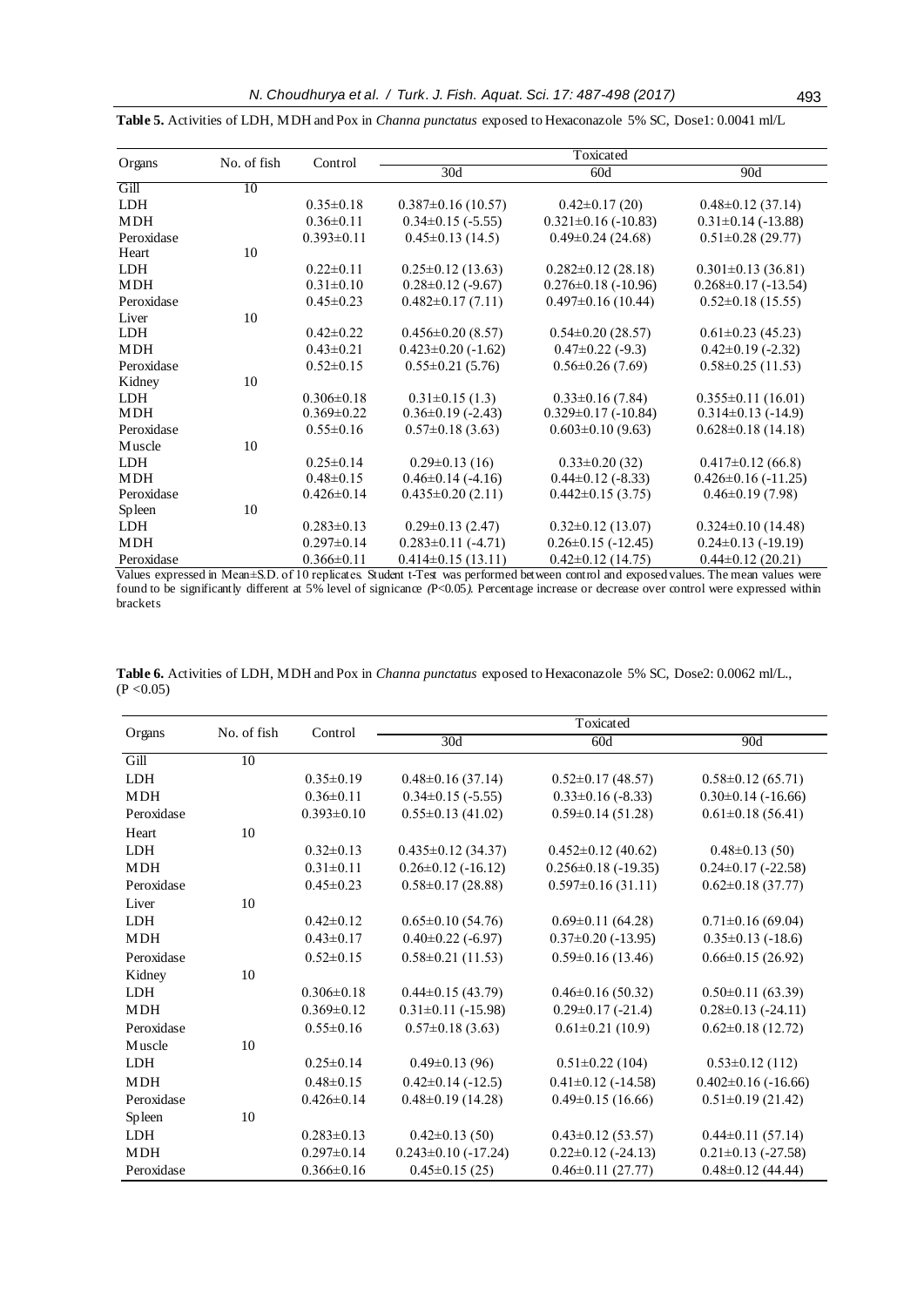**Table 5.** Activities of LDH, MDH and Pox in *Channa punctatus* exposed to Hexaconazole 5% SC, Dose1: 0.0041 ml/L

| Organs | No. of fish | Control | Toxicated | | |
|---|---|---|---|---|---|
| | | | 30d | 60d | 90d |
| Gill | 10 | | | | |
| LDH | | 0.35±0.18 | 0.387±0.16 (10.57) | 0.42±0.17 (20) | 0.48±0.12 (37.14) |
| MDH | | 0.36±0.11 | 0.34±0.15 (-5.55) | 0.321±0.16 (-10.83) | 0.31±0.14 (-13.88) |
| Peroxidase | | 0.393±0.11 | 0.45±0.13 (14.5) | 0.49±0.24 (24.68) | 0.51±0.28 (29.77) |
| Heart | 10 | | | | |
| LDH | | 0.22±0.11 | 0.25±0.12 (13.63) | 0.282±0.12 (28.18) | 0.301±0.13 (36.81) |
| MDH | | 0.31±0.10 | 0.28±0.12 (-9.67) | 0.276±0.18 (-10.96) | 0.268±0.17 (-13.54) |
| Peroxidase | | 0.45±0.23 | 0.482±0.17 (7.11) | 0.497±0.16 (10.44) | 0.52±0.18 (15.55) |
| Liver | 10 | | | | |
| LDH | | 0.42±0.22 | 0.456±0.20 (8.57) | 0.54±0.20 (28.57) | 0.61±0.23 (45.23) |
| MDH | | 0.43±0.21 | 0.423±0.20 (-1.62) | 0.47±0.22 (-9.3) | 0.42±0.19 (-2.32) |
| Peroxidase | | 0.52±0.15 | 0.55±0.21 (5.76) | 0.56±0.26 (7.69) | 0.58±0.25 (11.53) |
| Kidney | 10 | | | | |
| LDH | | 0.306±0.18 | 0.31±0.15 (1.3) | 0.33±0.16 (7.84) | 0.355±0.11 (16.01) |
| MDH | | 0.369±0.22 | 0.36±0.19 (-2.43) | 0.329±0.17 (-10.84) | 0.314±0.13 (-14.9) |
| Peroxidase | | 0.55±0.16 | 0.57±0.18 (3.63) | 0.603±0.10 (9.63) | 0.628±0.18 (14.18) |
| Muscle | 10 | | | | |
| LDH | | 0.25±0.14 | 0.29±0.13 (16) | 0.33±0.20 (32) | 0.417±0.12 (66.8) |
| MDH | | 0.48±0.15 | 0.46±0.14 (-4.16) | 0.44±0.12 (-8.33) | 0.426±0.16 (-11.25) |
| Peroxidase | | 0.426±0.14 | 0.435±0.20 (2.11) | 0.442±0.15 (3.75) | 0.46±0.19 (7.98) |
| Spleen | 10 | | | | |
| LDH | | 0.283±0.13 | 0.29±0.13 (2.47) | 0.32±0.12 (13.07) | 0.324±0.10 (14.48) |
| MDH | | 0.297±0.14 | 0.283±0.11 (-4.71) | 0.26±0.15 (-12.45) | 0.24±0.13 (-19.19) |
| Peroxidase | | 0.366±0.11 | 0.414±0.15 (13.11) | 0.42±0.12 (14.75) | 0.44±0.12 (20.21) |

Values expressed in Mean±S.D. of 10 replicates. Student t-Test was performed between control and exposed values. The mean values were found to be significantly different at 5% level of signicance ($P<0.05$). Percentage increase or decrease over control were expressed within brackets

**Table 6.** Activities of LDH, MDH and Pox in *Channa punctatus* exposed to Hexaconazole 5% SC, Dose2: 0.0062 ml/L., ($P<0.05$)

| Organs | No. of fish | Control | Toxicated | | |
|---|---|---|---|---|---|
| | | | 30d | 60d | 90d |
| Gill | 10 | | | | |
| LDH | | 0.35±0.19 | 0.48±0.16 (37.14) | 0.52±0.17 (48.57) | 0.58±0.12 (65.71) |
| MDH | | 0.36±0.11 | 0.34±0.15 (-5.55) | 0.33±0.16 (-8.33) | 0.30±0.14 (-16.66) |
| Peroxidase | | 0.393±0.10 | 0.55±0.13 (41.02) | 0.59±0.14 (51.28) | 0.61±0.18 (56.41) |
| Heart | 10 | | | | |
| LDH | | 0.32±0.13 | 0.435±0.12 (34.37) | 0.452±0.12 (40.62) | 0.48±0.13 (50) |
| MDH | | 0.31±0.11 | 0.26±0.12 (-16.12) | 0.256±0.18 (-19.35) | 0.24±0.17 (-22.58) |
| Peroxidase | | 0.45±0.23 | 0.58±0.17 (28.88) | 0.597±0.16 (31.11) | 0.62±0.18 (37.77) |
| Liver | 10 | | | | |
| LDH | | 0.42±0.12 | 0.65±0.10 (54.76) | 0.69±0.11 (64.28) | 0.71±0.16 (69.04) |
| MDH | | 0.43±0.17 | 0.40±0.22 (-6.97) | 0.37±0.20 (-13.95) | 0.35±0.13 (-18.6) |
| Peroxidase | | 0.52±0.15 | 0.58±0.21 (11.53) | 0.59±0.16 (13.46) | 0.66±0.15 (26.92) |
| Kidney | 10 | | | | |
| LDH | | 0.306±0.18 | 0.44±0.15 (43.79) | 0.46±0.16 (50.32) | 0.50±0.11 (63.39) |
| MDH | | 0.369±0.12 | 0.31±0.11 (-15.98) | 0.29±0.17 (-21.4) | 0.28±0.13 (-24.11) |
| Peroxidase | | 0.55±0.16 | 0.57±0.18 (3.63) | 0.61±0.21 (10.9) | 0.62±0.18 (12.72) |
| Muscle | 10 | | | | |
| LDH | | 0.25±0.14 | 0.49±0.13 (96) | 0.51±0.22 (104) | 0.53±0.12 (112) |
| MDH | | 0.48±0.15 | 0.42±0.14 (-12.5) | 0.41±0.12 (-14.58) | 0.402±0.16 (-16.66) |
| Peroxidase | | 0.426±0.14 | 0.48±0.19 (14.28) | 0.49±0.15 (16.66) | 0.51±0.19 (21.42) |
| Spleen | 10 | | | | |
| LDH | | 0.283±0.13 | 0.42±0.13 (50) | 0.43±0.12 (53.57) | 0.44±0.11 (57.14) |
| MDH | | 0.297±0.14 | 0.243±0.10 (-17.24) | 0.22±0.12 (-24.13) | 0.21±0.13 (-27.58) |
| Peroxidase | | 0.366±0.16 | 0.45±0.15 (25) | 0.46±0.11 (27.77) | 0.48±0.12 (44.44) |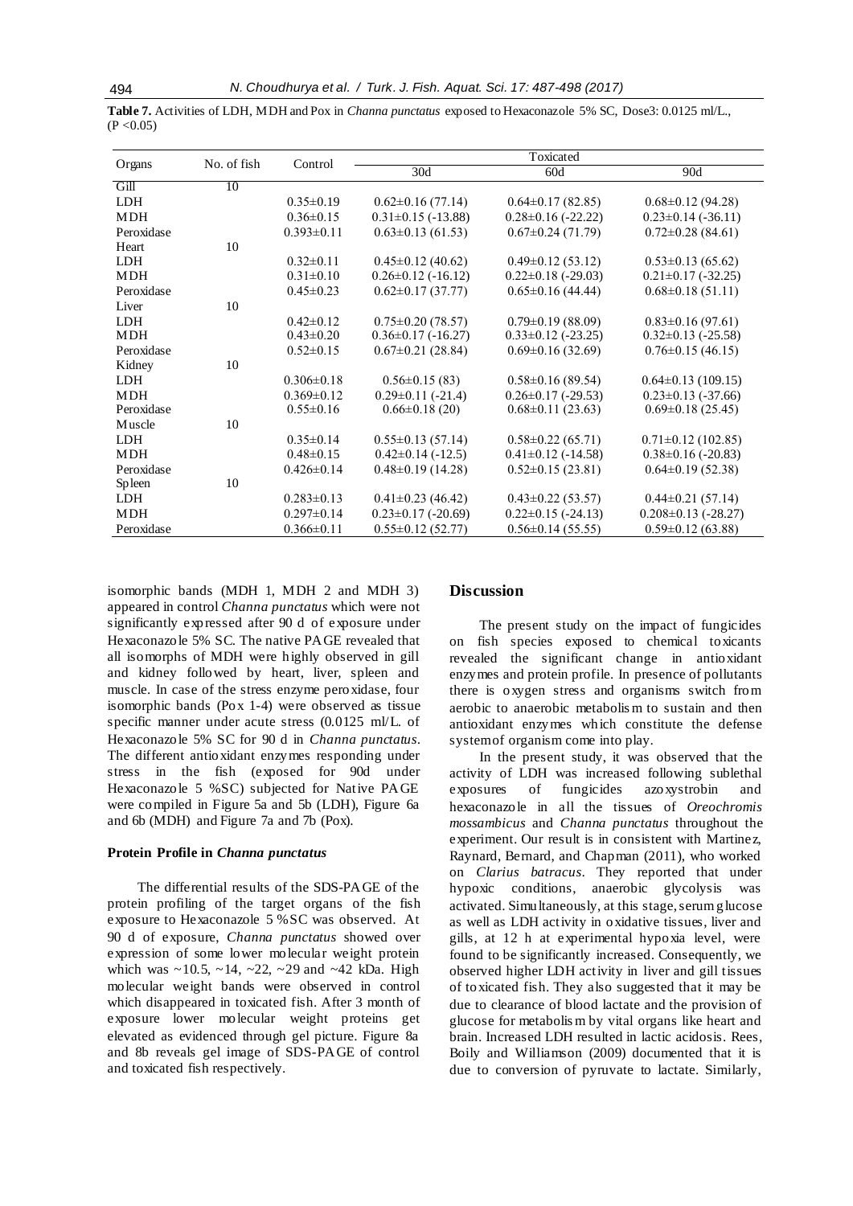**Table 7.** Activities of LDH, MDH and Pox in *Channa punctatus* exposed to Hexaconazole 5% SC, Dose3: 0.0125 ml/L., (P <0.05)

| Organs | No. of fish | Control | Toxicated | | |
|---|---|---|---|---|---|
| | | | 30d | 60d | 90d |
| Gill | 10 | | | | |
| LDH | | 0.35±0.19 | 0.62±0.16 (77.14) | 0.64±0.17 (82.85) | 0.68±0.12 (94.28) |
| MDH | | 0.36±0.15 | 0.31±0.15 (-13.88) | 0.28±0.16 (-22.22) | 0.23±0.14 (-36.11) |
| Peroxidase | | 0.393±0.11 | 0.63±0.13 (61.53) | 0.67±0.24 (71.79) | 0.72±0.28 (84.61) |
| Heart | 10 | | | | |
| LDH | | 0.32±0.11 | 0.45±0.12 (40.62) | 0.49±0.12 (53.12) | 0.53±0.13 (65.62) |
| MDH | | 0.31±0.10 | 0.26±0.12 (-16.12) | 0.22±0.18 (-29.03) | 0.21±0.17 (-32.25) |
| Peroxidase | | 0.45±0.23 | 0.62±0.17 (37.77) | 0.65±0.16 (44.44) | 0.68±0.18 (51.11) |
| Liver | 10 | | | | |
| LDH | | 0.42±0.12 | 0.75±0.20 (78.57) | 0.79±0.19 (88.09) | 0.83±0.16 (97.61) |
| MDH | | 0.43±0.20 | 0.36±0.17 (-16.27) | 0.33±0.12 (-23.25) | 0.32±0.13 (-25.58) |
| Peroxidase | | 0.52±0.15 | 0.67±0.21 (28.84) | 0.69±0.16 (32.69) | 0.76±0.15 (46.15) |
| Kidney | 10 | | | | |
| LDH | | 0.306±0.18 | 0.56±0.15 (83) | 0.58±0.16 (89.54) | 0.64±0.13 (109.15) |
| MDH | | 0.369±0.12 | 0.29±0.11 (-21.4) | 0.26±0.17 (-29.53) | 0.23±0.13 (-37.66) |
| Peroxidase | | 0.55±0.16 | 0.66±0.18 (20) | 0.68±0.11 (23.63) | 0.69±0.18 (25.45) |
| Muscle | 10 | | | | |
| LDH | | 0.35±0.14 | 0.55±0.13 (57.14) | 0.58±0.22 (65.71) | 0.71±0.12 (102.85) |
| MDH | | 0.48±0.15 | 0.42±0.14 (-12.5) | 0.41±0.12 (-14.58) | 0.38±0.16 (-20.83) |
| Peroxidase | | 0.426±0.14 | 0.48±0.19 (14.28) | 0.52±0.15 (23.81) | 0.64±0.19 (52.38) |
| Spleen | 10 | | | | |
| LDH | | 0.283±0.13 | 0.41±0.23 (46.42) | 0.43±0.22 (53.57) | 0.44±0.21 (57.14) |
| MDH | | 0.297±0.14 | 0.23±0.17 (-20.69) | 0.22±0.15 (-24.13) | 0.208±0.13 (-28.27) |
| Peroxidase | | 0.366±0.11 | 0.55±0.12 (52.77) | 0.56±0.14 (55.55) | 0.59±0.12 (63.88) |

isomorphic bands (MDH 1, MDH 2 and MDH 3) appeared in control *Channa punctatus* which were not significantly expressed after 90 d of exposure under Hexaconazole 5% SC. The native PAGE revealed that all isomorphs of MDH were highly observed in gill and kidney followed by heart, liver, spleen and muscle. In case of the stress enzyme peroxidase, four isomorphic bands (Pox 1-4) were observed as tissue specific manner under acute stress (0.0125 ml/L. of Hexaconazole 5% SC for 90 d in *Channa punctatus*. The different antioxidant enzymes responding under stress in the fish (exposed for 90d under Hexaconazole 5 %SC) subjected for Native PAGE were compiled in Figure 5a and 5b (LDH), Figure 6a and 6b (MDH) and Figure 7a and 7b (Pox).

### Protein Profile in *Channa punctatus*

The differential results of the SDS-PAGE of the protein profiling of the target organs of the fish exposure to Hexaconazole 5 %SC was observed. At 90 d of exposure, *Channa punctatus* showed over expression of some lower molecular weight protein which was ~10.5, ~14, ~22, ~29 and ~42 kDa. High molecular weight bands were observed in control which disappeared in toxicated fish. After 3 month of exposure lower molecular weight proteins get elevated as evidenced through gel picture. Figure 8a and 8b reveals gel image of SDS-PAGE of control and toxicated fish respectively.

## Discussion

The present study on the impact of fungicides on fish species exposed to chemical toxicants revealed the significant change in antioxidant enzymes and protein profile. In presence of pollutants there is oxygen stress and organisms switch from aerobic to anaerobic metabolism to sustain and then antioxidant enzymes which constitute the defense system of organism come into play.

In the present study, it was observed that the activity of LDH was increased following sublethal exposures of fungicides azoxystrobin and hexaconazole in all the tissues of *Oreochromis mossambicus* and *Channa punctatus* throughout the experiment. Our result is in consistent with Martinez, Raynard, Bernard, and Chapman (2011), who worked on *Clarius batracus*. They reported that under hypoxic conditions, anaerobic glycolysis was activated. Simultaneously, at this stage, serum glucose as well as LDH activity in oxidative tissues, liver and gills, at 12 h at experimental hypoxia level, were found to be significantly increased. Consequently, we observed higher LDH activity in liver and gill tissues of toxicated fish. They also suggested that it may be due to clearance of blood lactate and the provision of glucose for metabolism by vital organs like heart and brain. Increased LDH resulted in lactic acidosis. Rees, Boily and Williamson (2009) documented that it is due to conversion of pyruvate to lactate. Similarly,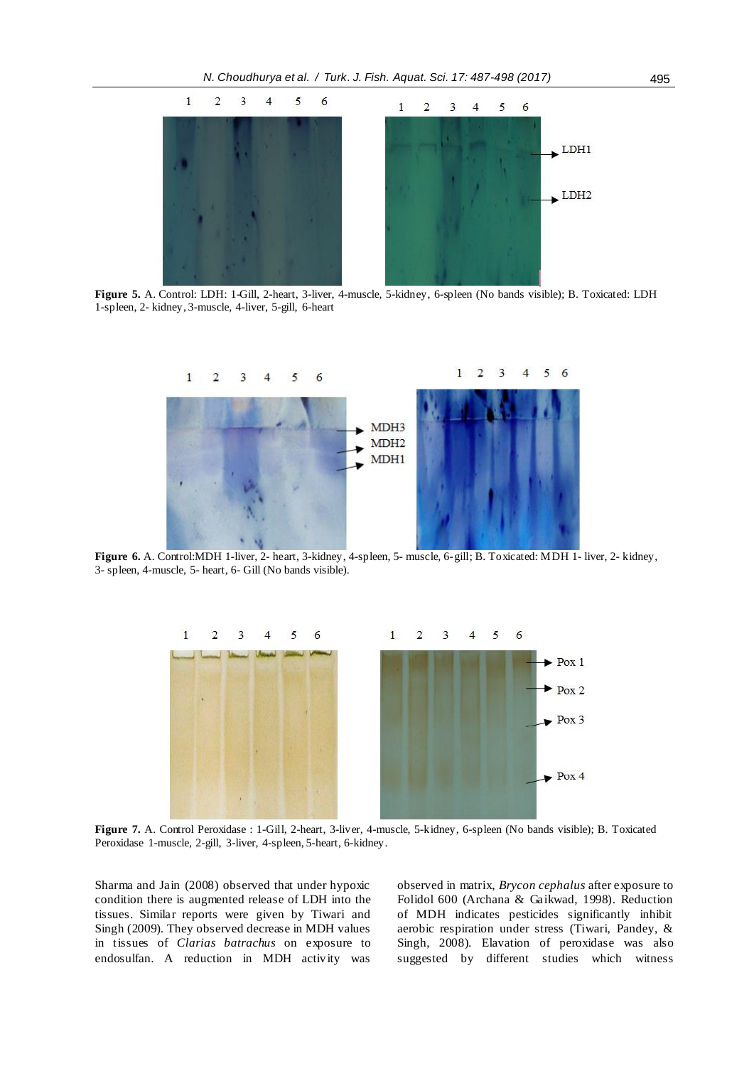**Figure 5.** A. Control: LDH: 1-Gill, 2-heart, 3-liver, 4-muscle, 5-kidney, 6-spleen (No bands visible); B. Toxicated: LDH 1-spleen, 2- kidney, 3-muscle, 4-liver, 5-gill, 6-heart

**Figure 6.** A. Control:MDH 1-liver, 2- heart, 3-kidney, 4-spleen, 5- muscle, 6-gill; B. Toxicated: MDH 1- liver, 2- kidney, 3- spleen, 4-muscle, 5- heart, 6- Gill (No bands visible).

**Figure 7.** A. Control Peroxidase : 1-Gill, 2-heart, 3-liver, 4-muscle, 5-kidney, 6-spleen (No bands visible); B. Toxicated Peroxidase 1-muscle, 2-gill, 3-liver, 4-spleen, 5-heart, 6-kidney.

Sharma and Jain (2008) observed that under hypoxic condition there is augmented release of LDH into the tissues. Similar reports were given by Tiwari and Singh (2009). They observed decrease in MDH values in tissues of *Clarias batrachus* on exposure to endosulfan. A reduction in MDH activity was observed in matrix, *Brycon cephalus* after exposure to Folidol 600 (Archana & Gaikwad, 1998). Reduction of MDH indicates pesticides significantly inhibit aerobic respiration under stress (Tiwari, Pandey, & Singh, 2008). Elevation of peroxidase was also suggested by different studies which witness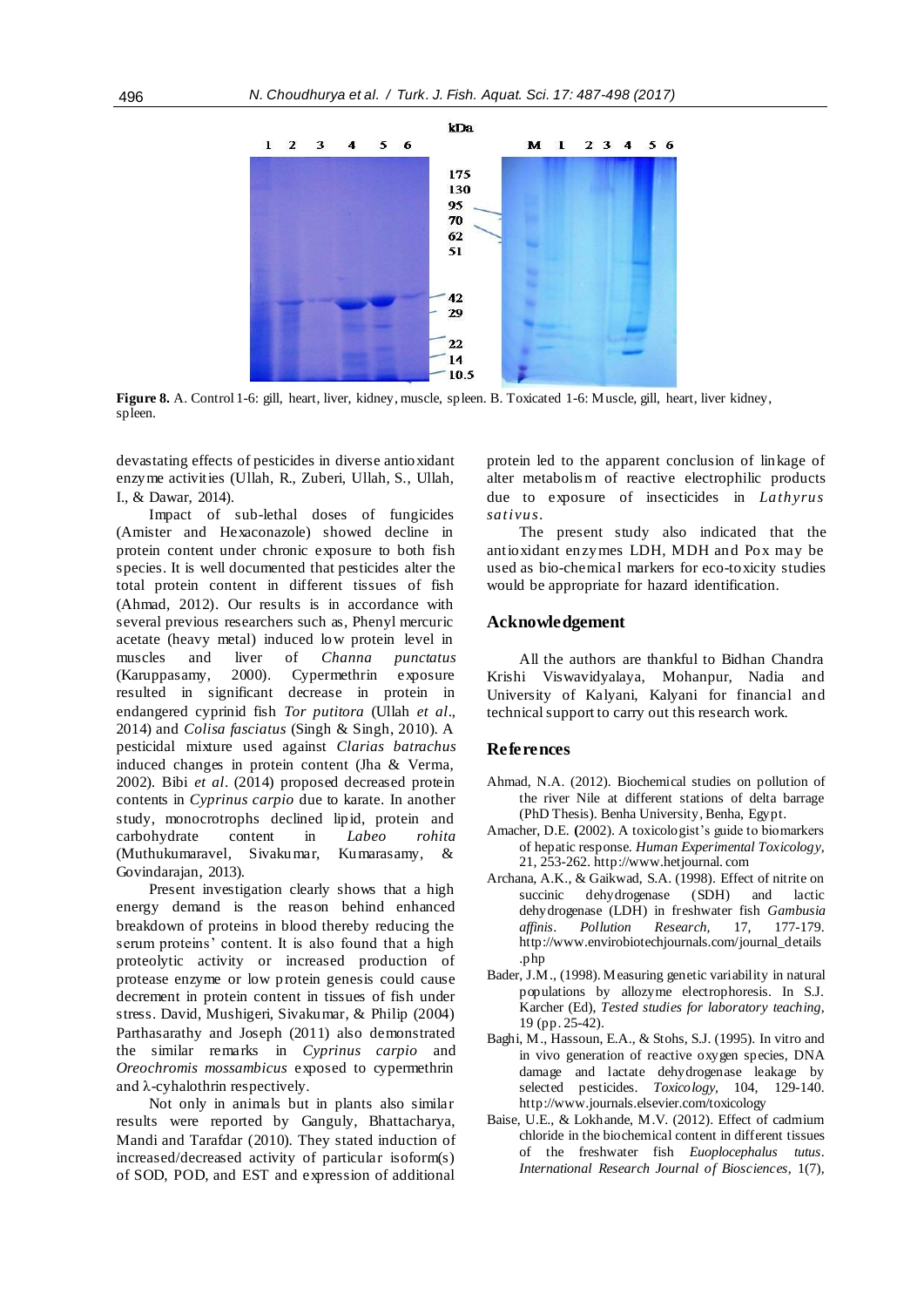**Figure 8.** A. Control 1-6: gill, heart, liver, kidney, muscle, spleen. B. Toxicated 1-6: Muscle, gill, heart, liver kidney, spleen.

devastating effects of pesticides in diverse antioxidant enzyme activities (Ullah, R., Zuberi, Ullah, S., Ullah, I., & Dawar, 2014).

Impact of sub-lethal doses of fungicides (Amister and Hexaconazole) showed decline in protein content under chronic exposure to both fish species. It is well documented that pesticides alter the total protein content in different tissues of fish (Ahmad, 2012). Our results is in accordance with several previous researchers such as, Phenyl mercuric acetate (heavy metal) induced low protein level in muscles and liver of *Channa punctatus* (Karuppasamy, 2000). Cypermethrin exposure resulted in significant decrease in protein in endangered cyprinid fish *Tor putitora* (Ullah *et al*., 2014) and *Colisa fasciatus* (Singh & Singh, 2010). A pesticidal mixture used against *Clarias batrachus* induced changes in protein content (Jha & Verma, 2002). Bibi *et al*. (2014) proposed decreased protein contents in *Cyprinus carpio* due to karate. In another study, monocrotrophs declined lipid, protein and carbohydrate content in *Labeo rohita* (Muthukumaravel, Sivakumar, Kumarasamy, & Govindarajan, 2013).

Present investigation clearly shows that a high energy demand is the reason behind enhanced breakdown of proteins in blood thereby reducing the serum proteins' content. It is also found that a high proteolytic activity or increased production of protease enzyme or low protein genesis could cause decrement in protein content in tissues of fish under stress. David, Mushigeri, Sivakumar, & Philip (2004) Parthasarathy and Joseph (2011) also demonstrated the similar remarks in *Cyprinus carpio* and *Oreochromis mossambicus* exposed to cypermethrin and λ-cyhalothrin respectively.

Not only in animals but in plants also similar results were reported by Ganguly, Bhattacharya, Mandi and Tarafdar (2010). They stated induction of increased/decreased activity of particular isoform(s) of SOD, POD, and EST and expression of additional protein led to the apparent conclusion of linkage of alter metabolism of reactive electrophilic products due to exposure of insecticides in *Lathyrus sativus*.

The present study also indicated that the antioxidant enzymes LDH, MDH and Pox may be used as bio-chemical markers for eco-toxicity studies would be appropriate for hazard identification.

## Acknowledgement

All the authors are thankful to Bidhan Chandra Krishi Viswavidyalaya, Mohanpur, Nadia and University of Kalyani, Kalyani for financial and technical support to carry out this research work.

## References

Ahmad, N.A. (2012). Biochemical studies on pollution of the river Nile at different stations of delta barrage (PhD Thesis). Benha University, Benha, Egypt.

Amacher, D.E. (2002). A toxicologist's guide to biomarkers of hepatic response. *Human Experimental Toxicology*, 21, 253-262. http://www.hetjournal.com

Archana, A.K., & Gaikwad, S.A. (1998). Effect of nitrite on succinic dehydrogenase (SDH) and lactic dehydrogenase (LDH) in freshwater fish *Gambusia affinis*. *Pollution Research*, 17, 177-179. http://www.envirobiotechjournals.com/journal_details.php

Bader, J.M., (1998). Measuring genetic variability in natural populations by allozyme electrophoresis. In S.J. Karcher (Ed), *Tested studies for laboratory teaching*, 19 (pp. 25-42).

Baghi, M., Hassoun, E.A., & Stohs, S.J. (1995). In vitro and in vivo generation of reactive oxygen species, DNA damage and lactate dehydrogenase leakage by selected pesticides. *Toxicology*, 104, 129-140. http://www.journals.elsevier.com/toxicology

Baise, U.E., & Lokhande, M.V. (2012). Effect of cadmium chloride in the biochemical content in different tissues of the freshwater fish *Euoplocephalus tutus*. *International Research Journal of Biosciences*, 1(7),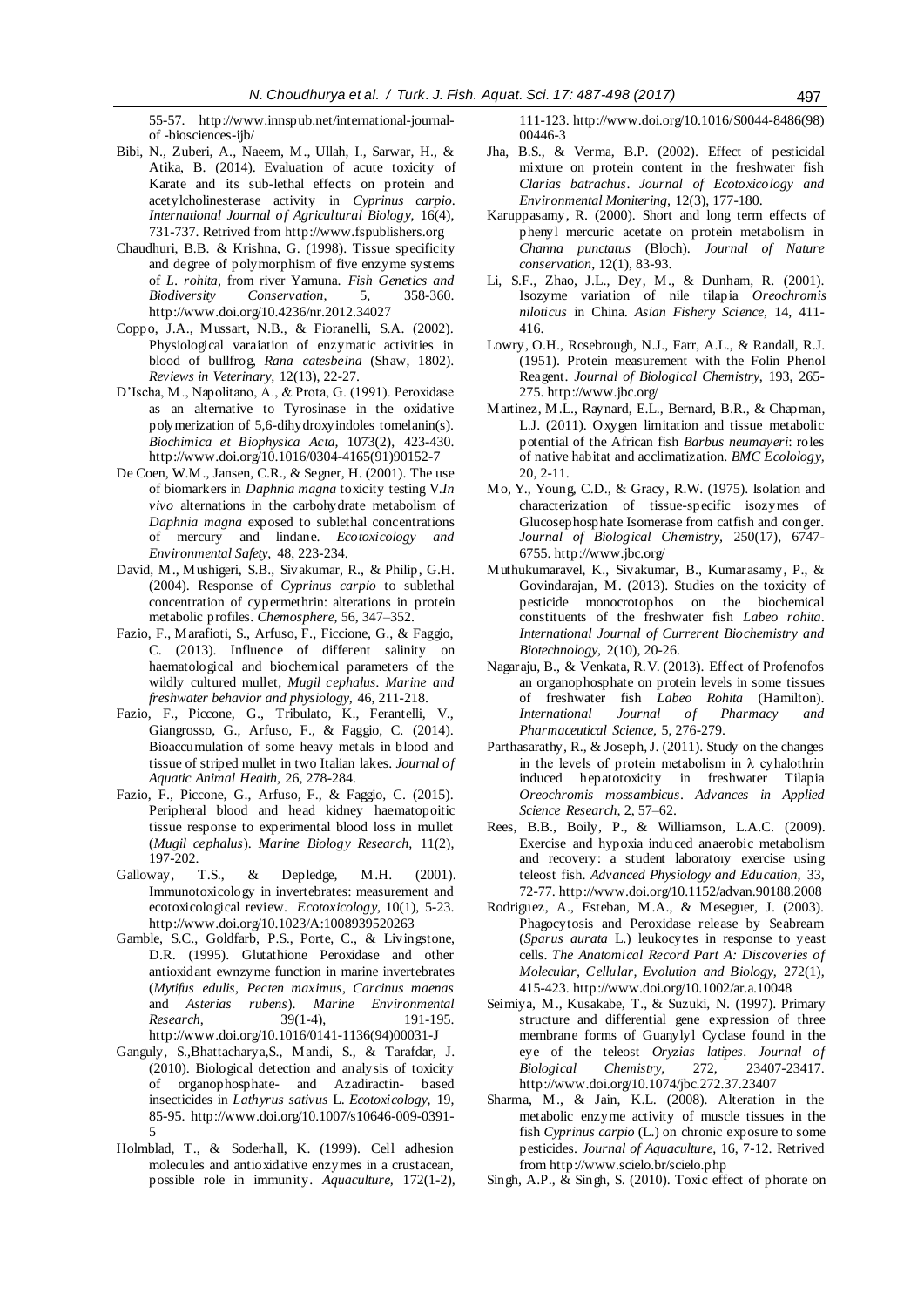55-57. http://www.innspub.net/international-journal-of -biosciences-ijb/

Bibi, N., Zuberi, A., Naeem, M., Ullah, I., Sarwar, H., & Atika, B. (2014). Evaluation of acute toxicity of Karate and its sub-lethal effects on protein and acetylcholinesterase activity in *Cyprinus carpio*. *International Journal of Agricultural Biology,* 16(4), 731-737. Retrived from http://www.fspublishers.org

Chaudhuri, B.B. & Krishna, G. (1998). Tissue specificity and degree of polymorphism of five enzyme systems of *L. rohita*, from river Yamuna. *Fish Genetics and Biodiversity Conservation,* 5, 358-360. http://www.doi.org/10.4236/nr.2012.34027

Coppo, J.A., Mussart, N.B., & Fioranelli, S.A. (2002). Physiological varaiation of enzymatic activities in blood of bullfrog, *Rana catesbeina* (Shaw, 1802). *Reviews in Veterinary,* 12(13), 22-27.

D'Ischa, M., Napolitano, A., & Prota, G. (1991). Peroxidase as an alternative to Tyrosinase in the oxidative polymerization of 5,6-dihydroxyindoles tomelanin(s). *Biochimica et Biophysica Acta,* 1073(2), 423-430. http://www.doi.org/10.1016/0304-4165(91)90152-7

De Coen, W.M., Jansen, C.R., & Segner, H. (2001). The use of biomarkers in *Daphnia magna* toxicity testing V.*In vivo* alternations in the carbohydrate metabolism of *Daphnia magna* exposed to sublethal concentrations of mercury and lindane. *Ecotoxicology and Environmental Safety,* 48, 223-234.

David, M., Mushigeri, S.B., Sivakumar, R., & Philip, G.H. (2004). Response of *Cyprinus carpio* to sublethal concentration of cypermethrin: alterations in protein metabolic profiles. *Chemosphere,* 56, 347–352.

Fazio, F., Marafioti, S., Arfuso, F., Piccione, G., & Faggio, C. (2013). Influence of different salinity on haematological and biochemical parameters of the wildly cultured mullet, *Mugil cephalus*. *Marine and freshwater behavior and physiology,* 46, 211-218.

Fazio, F., Piccone, G., Tribulato, K., Ferantelli, V., Giangrosso, G., Arfuso, F., & Faggio, C. (2014). Bioaccumulation of some heavy metals in blood and tissue of striped mullet in two Italian lakes. *Journal of Aquatic Animal Health,* 26, 278-284.

Fazio, F., Piccone, G., Arfuso, F., & Faggio, C. (2015). Peripheral blood and head kidney haematopoitic tissue response to experimental blood loss in mullet (*Mugil cephalus*). *Marine Biology Research,* 11(2), 197-202.

Galloway, T.S., & Depledge, M.H. (2001). Immunotoxicology in invertebrates: measurement and ecotoxicological review. *Ecotoxicology,* 10(1), 5-23. http://www.doi.org/10.1023/A:1008939520263

Gamble, S.C., Goldfarb, P.S., Porte, C., & Livingstone, D.R. (1995). Glutathione Peroxidase and other antioxidant ewnzyme function in marine invertebrates (*Mytifus edulis*, *Pecten maximus*, *Carcinus maenas* and *Asterias rubens*). *Marine Environmental Research,* 39(1-4), 191-195. http://www.doi.org/10.1016/0141-1136(94)00031-J

Ganguly, S.,Bhattacharya,S., Mandi, S., & Tarafdar, J. (2010). Biological detection and analysis of toxicity of organophosphate- and Azadiractin- based insecticides in *Lathyrus sativus* L. *Ecotoxicology,* 19, 85-95. http://www.doi.org/10.1007/s10646-009-0391-5

Holmblad, T., & Soderhall, K. (1999). Cell adhesion molecules and antioxidative enzymes in a crustacean, possible role in immunity. *Aquaculture,* 172(1-2), 111-123. http://www.doi.org/10.1016/S0044-8486(98)00446-3

Jha, B.S., & Verma, B.P. (2002). Effect of pesticidal mixture on protein content in the freshwater fish *Clarias batrachus*. *Journal of Ecotoxicology and Environmental Monitering,* 12(3), 177-180.

Karuppasamy, R. (2000). Short and long term effects of phenyl mercuric acetate on protein metabolism in *Channa punctatus* (Bloch). *Journal of Nature conservation,* 12(1), 83-93.

Li, S.F., Zhao, J.L., Dey, M., & Dunham, R. (2001). Isozyme variation of nile tilapia *Oreochromis niloticus* in China. *Asian Fishery Science,* 14, 411-416.

Lowry, O.H., Rosebrough, N.J., Farr, A.L., & Randall, R.J. (1951). Protein measurement with the Folin Phenol Reagent. *Journal of Biological Chemistry,* 193, 265-275. http://www.jbc.org/

Martinez, M.L., Raynard, E.L., Bernard, B.R., & Chapman, L.J. (2011). Oxygen limitation and tissue metabolic potential of the African fish *Barbus neumayeri*: roles of native habitat and acclimatization. *BMC Ecolology,* 20, 2-11.

Mo, Y., Young, C.D., & Gracy, R.W. (1975). Isolation and characterization of tissue-specific isozymes of Glucosephosphate Isomerase from catfish and conger. *Journal of Biological Chemistry,* 250(17), 6747-6755. http://www.jbc.org/

Muthukumaravel, K., Sivakumar, B., Kumarasamy, P., & Govindarajan, M. (2013). Studies on the toxicity of pesticide monocrotophos on the biochemical constituents of the freshwater fish *Labeo rohita*. *International Journal of Currerent Biochemistry and Biotechnology,* 2(10), 20-26.

Nagaraju, B., & Venkata, R.V. (2013). Effect of Profenofos an organophosphate on protein levels in some tissues of freshwater fish *Labeo Rohita* (Hamilton). *International Journal of Pharmacy and Pharmaceutical Science,* 5, 276-279.

Parthasarathy, R., & Joseph, J. (2011). Study on the changes in the levels of protein metabolism in λ cyhalothrin induced hepatotoxicity in freshwater Tilapia *Oreochromis mossambicus*. *Advances in Applied Science Research,* 2, 57–62.

Rees, B.B., Boily, P., & Williamson, L.A.C. (2009). Exercise and hypoxia induced anaerobic metabolism and recovery: a student laboratory exercise using teleost fish. *Advanced Physiology and Education,* 33, 72-77. http://www.doi.org/10.1152/advan.90188.2008

Rodriguez, A., Esteban, M.A., & Meseguer, J. (2003). Phagocytosis and Peroxidase release by Seabream (*Sparus aurata* L.) leukocytes in response to yeast cells. *The Anatomical Record Part A: Discoveries of Molecular, Cellular, Evolution and Biology,* 272(1), 415-423. http://www.doi.org/10.1002/ar.a.10048

Seimiya, M., Kusakabe, T., & Suzuki, N. (1997). Primary structure and differential gene expression of three membrane forms of Guanylyl Cyclase found in the eye of the teleost *Oryzias latipes*. *Journal of Biological Chemistry,* 272, 23407-23417. http://www.doi.org/10.1074/jbc.272.37.23407

Sharma, M., & Jain, K.L. (2008). Alteration in the metabolic enzyme activity of muscle tissues in the fish *Cyprinus carpio* (L.) on chronic exposure to some pesticides. *Journal of Aquaculture,* 16, 7-12. Retrived from http://www.scielo.br/scielo.php

Singh, A.P., & Singh, S. (2010). Toxic effect of phorate on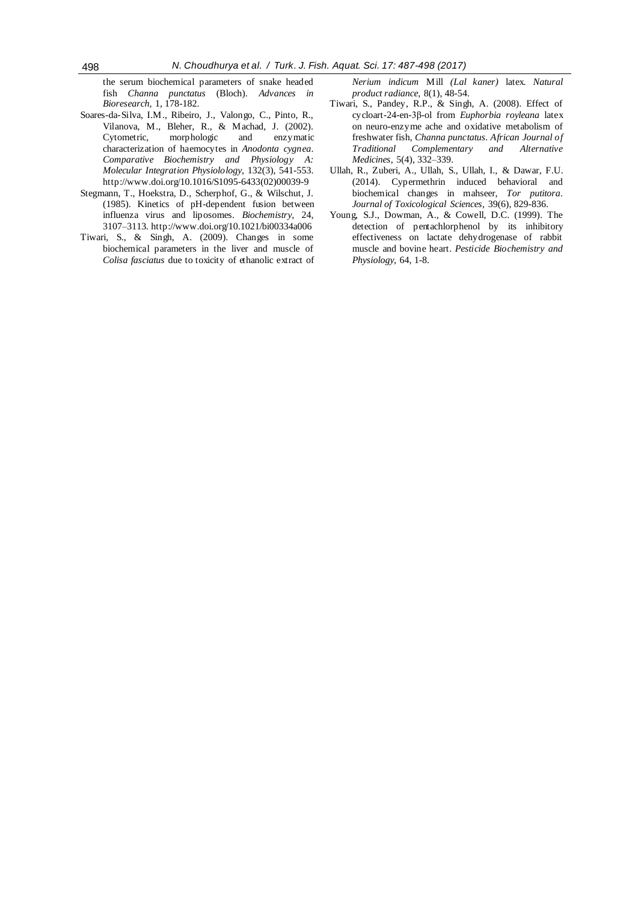the serum biochemical parameters of snake headed fish *Channa punctatus* (Bloch). *Advances in Bioresearch,* 1, 178-182.

Soares-da-Silva, I.M., Ribeiro, J., Valongo, C., Pinto, R., Vilanova, M., Bleher, R., & Machad, J. (2002). Cytometric, morphologic and enzymatic characterization of haemocytes in *Anodonta cygnea*. *Comparative Biochemistry and Physiology A: Molecular Integration Physiolology,* 132(3), 541-553. http://www.doi.org/10.1016/S1095-6433(02)00039-9

Stegmann, T., Hoekstra, D., Scherphof, G., & Wilschut, J. (1985). Kinetics of pH-dependent fusion between influenza virus and liposomes. *Biochemistry,* 24, 3107–3113. http://www.doi.org/10.1021/bi00334a006

Tiwari, S., & Singh, A. (2009). Changes in some biochemical parameters in the liver and muscle of *Colisa fasciatus* due to toxicity of ethanolic extract of *Nerium indicum* Mill *(Lal kaner)* latex. *Natural product radiance,* 8(1), 48-54.

Tiwari, S., Pandey, R.P., & Singh, A. (2008). Effect of cycloart-24-en-3β-ol from *Euphorbia royleana* latex on neuro-enzyme ache and oxidative metabolism of freshwater fish, *Channa punctatus*. *African Journal of Traditional Complementary and Alternative Medicines,* 5(4), 332–339.

Ullah, R., Zuberi, A., Ullah, S., Ullah, I., & Dawar, F.U. (2014). Cypermethrin induced behavioral and biochemical changes in mahseer, *Tor putitora*. *Journal of Toxicological Sciences,* 39(6), 829-836.

Young, S.J., Dowman, A., & Cowell, D.C. (1999). The detection of pentachlorphenol by its inhibitory effectiveness on lactate dehydrogenase of rabbit muscle and bovine heart. *Pesticide Biochemistry and Physiology,* 64, 1-8.